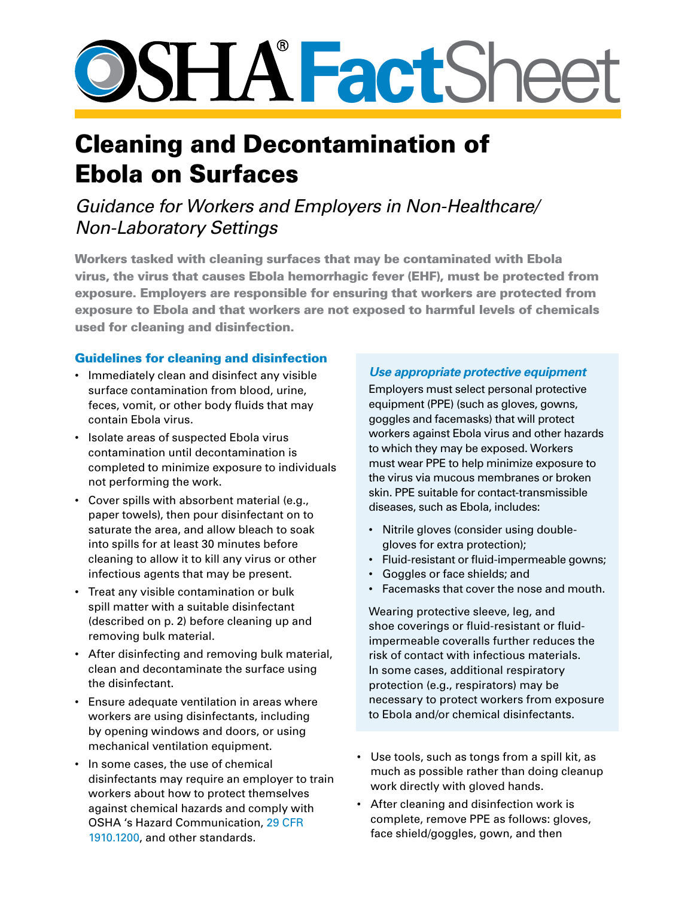# OSHA® FactSheet

# Cleaning and Decontamination of Ebola on Surfaces

## *Guidance for Workers and Employers in Non-Healthcare/ Non-Laboratory Settings*

**Workers tasked with cleaning surfaces that may be contaminated with Ebola virus, the virus that causes Ebola hemorrhagic fever (EHF), must be protected from exposure. Employers are responsible for ensuring that workers are protected from exposure to Ebola and that workers are not exposed to harmful levels of chemicals used for cleaning and disinfection.**

### Guidelines for cleaning and disinfection

- Immediately clean and disinfect any visible surface contamination from blood, urine, feces, vomit, or other body fluids that may contain Ebola virus.
- Isolate areas of suspected Ebola virus contamination until decontamination is completed to minimize exposure to individuals not performing the work.
- Cover spills with absorbent material (e.g., paper towels), then pour disinfectant on to saturate the area, and allow bleach to soak into spills for at least 30 minutes before cleaning to allow it to kill any virus or other infectious agents that may be present.
- Treat any visible contamination or bulk spill matter with a suitable disinfectant (described on p. 2) before cleaning up and removing bulk material.
- After disinfecting and removing bulk material, clean and decontaminate the surface using the disinfectant.
- Ensure adequate ventilation in areas where workers are using disinfectants, including by opening windows and doors, or using mechanical ventilation equipment.
- In some cases, the use of chemical disinfectants may require an employer to train workers about how to protect themselves against chemical hazards and comply with OSHA 's Hazard Communication, 29 CFR 1910.1200, and other standards.

#### *Use appropriate protective equipment*

Employers must select personal protective equipment (PPE) (such as gloves, gowns, goggles and facemasks) that will protect workers against Ebola virus and other hazards to which they may be exposed. Workers must wear PPE to help minimize exposure to the virus via mucous membranes or broken skin. PPE suitable for contact-transmissible diseases, such as Ebola, includes:

- Nitrile gloves (consider using double-gloves for extra protection);
- Fluid-resistant or fluid-impermeable gowns;
- Goggles or face shields; and
- Facemasks that cover the nose and mouth.

Wearing protective sleeve, leg, and shoe coverings or fluid-resistant or fluid-impermeable coveralls further reduces the risk of contact with infectious materials. In some cases, additional respiratory protection (e.g., respirators) may be necessary to protect workers from exposure to Ebola and/or chemical disinfectants.

- Use tools, such as tongs from a spill kit, as much as possible rather than doing cleanup work directly with gloved hands.
- After cleaning and disinfection work is complete, remove PPE as follows: gloves, face shield/goggles, gown, and then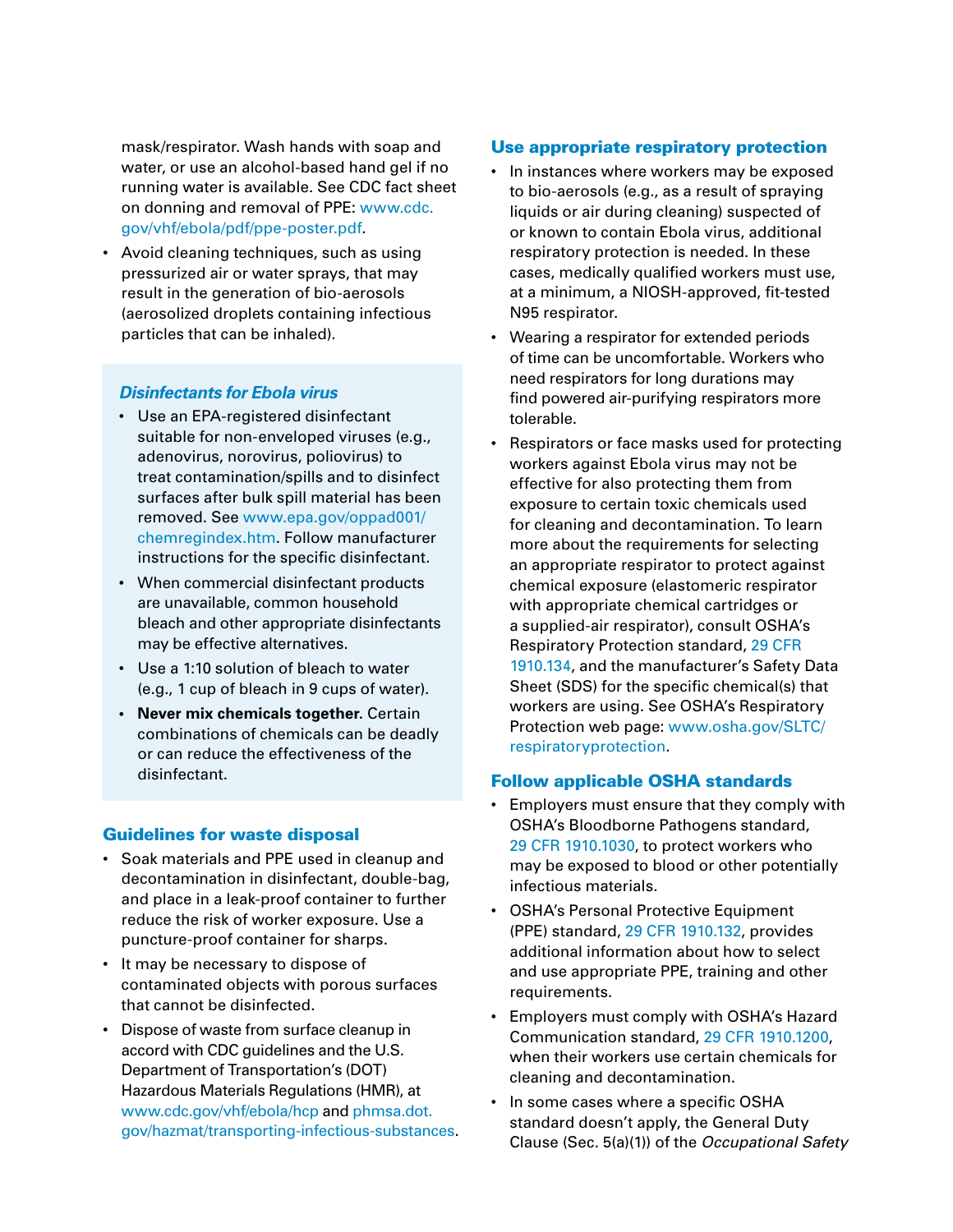mask/respirator. Wash hands with soap and water, or use an alcohol-based hand gel if no running water is available. See CDC fact sheet on donning and removal of PPE: www.cdc.gov/vhf/ebola/pdf/ppe-poster.pdf.

- Avoid cleaning techniques, such as using pressurized air or water sprays, that may result in the generation of bio-aerosols (aerosolized droplets containing infectious particles that can be inhaled).

### *Disinfectants for Ebola virus*

- Use an EPA-registered disinfectant suitable for non-enveloped viruses (e.g., adenovirus, norovirus, poliovirus) to treat contamination/spills and to disinfect surfaces after bulk spill material has been removed. See www.epa.gov/oppad001/chemregindex.htm. Follow manufacturer instructions for the specific disinfectant.
- When commercial disinfectant products are unavailable, common household bleach and other appropriate disinfectants may be effective alternatives.
- Use a 1:10 solution of bleach to water (e.g., 1 cup of bleach in 9 cups of water).
- **Never mix chemicals together.** Certain combinations of chemicals can be deadly or can reduce the effectiveness of the disinfectant.

## Guidelines for waste disposal

- Soak materials and PPE used in cleanup and decontamination in disinfectant, double-bag, and place in a leak-proof container to further reduce the risk of worker exposure. Use a puncture-proof container for sharps.
- It may be necessary to dispose of contaminated objects with porous surfaces that cannot be disinfected.
- Dispose of waste from surface cleanup in accord with CDC guidelines and the U.S. Department of Transportation's (DOT) Hazardous Materials Regulations (HMR), at www.cdc.gov/vhf/ebola/hcp and phmsa.dot.gov/hazmat/transporting-infectious-substances.

## Use appropriate respiratory protection

- In instances where workers may be exposed to bio-aerosols (e.g., as a result of spraying liquids or air during cleaning) suspected of or known to contain Ebola virus, additional respiratory protection is needed. In these cases, medically qualified workers must use, at a minimum, a NIOSH-approved, fit-tested N95 respirator.
- Wearing a respirator for extended periods of time can be uncomfortable. Workers who need respirators for long durations may find powered air-purifying respirators more tolerable.
- Respirators or face masks used for protecting workers against Ebola virus may not be effective for also protecting them from exposure to certain toxic chemicals used for cleaning and decontamination. To learn more about the requirements for selecting an appropriate respirator to protect against chemical exposure (elastomeric respirator with appropriate chemical cartridges or a supplied-air respirator), consult OSHA's Respiratory Protection standard, 29 CFR 1910.134, and the manufacturer's Safety Data Sheet (SDS) for the specific chemical(s) that workers are using. See OSHA's Respiratory Protection web page: www.osha.gov/SLTC/respiratoryprotection.

## Follow applicable OSHA standards

- Employers must ensure that they comply with OSHA's Bloodborne Pathogens standard, 29 CFR 1910.1030, to protect workers who may be exposed to blood or other potentially infectious materials.
- OSHA's Personal Protective Equipment (PPE) standard, 29 CFR 1910.132, provides additional information about how to select and use appropriate PPE, training and other requirements.
- Employers must comply with OSHA's Hazard Communication standard, 29 CFR 1910.1200, when their workers use certain chemicals for cleaning and decontamination.
- In some cases where a specific OSHA standard doesn't apply, the General Duty Clause (Sec. 5(a)(1)) of the *Occupational Safety*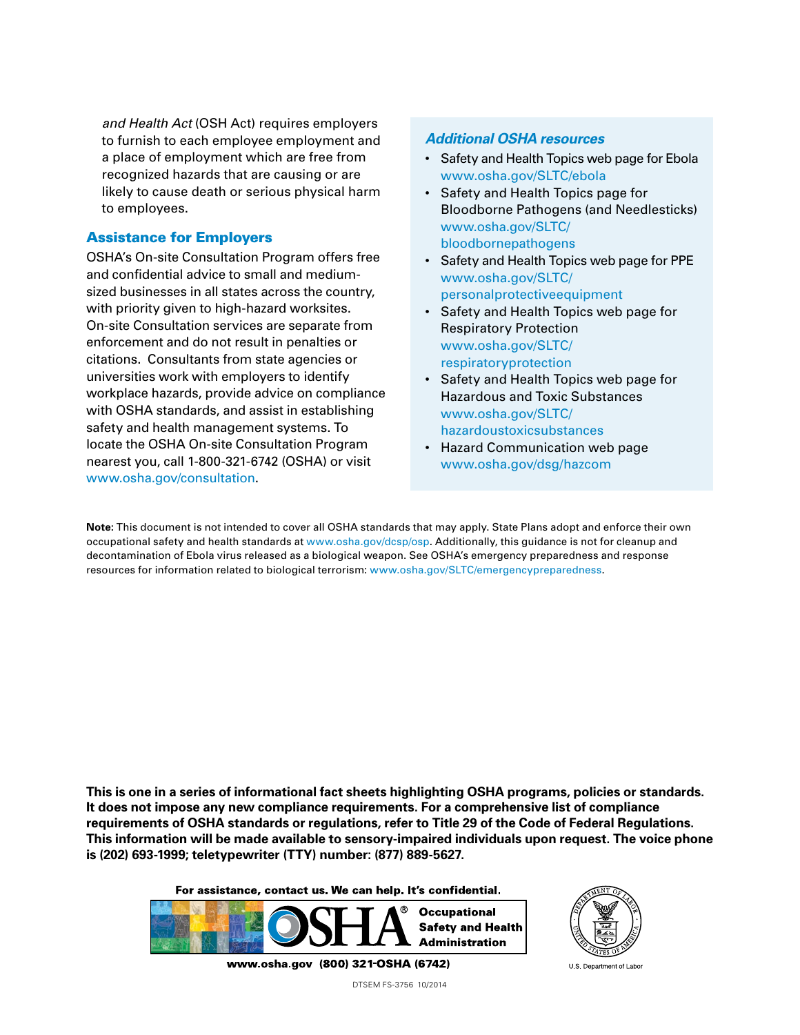*and Health Act* (OSH Act) requires employers to furnish to each employee employment and a place of employment which are free from recognized hazards that are causing or are likely to cause death or serious physical harm to employees.

## Assistance for Employers

OSHA's On-site Consultation Program offers free and confidential advice to small and medium-sized businesses in all states across the country, with priority given to high-hazard worksites. On-site Consultation services are separate from enforcement and do not result in penalties or citations. Consultants from state agencies or universities work with employers to identify workplace hazards, provide advice on compliance with OSHA standards, and assist in establishing safety and health management systems. To locate the OSHA On-site Consultation Program nearest you, call 1-800-321-6742 (OSHA) or visit www.osha.gov/consultation.

### *Additional OSHA resources*

- Safety and Health Topics web page for Ebola www.osha.gov/SLTC/ebola
- Safety and Health Topics page for Bloodborne Pathogens (and Needlesticks) www.osha.gov/SLTC/bloodbornepathogens
- Safety and Health Topics web page for PPE www.osha.gov/SLTC/personalprotectiveequipment
- Safety and Health Topics web page for Respiratory Protection www.osha.gov/SLTC/respiratoryprotection
- Safety and Health Topics web page for Hazardous and Toxic Substances www.osha.gov/SLTC/hazardoustoxicsubstances
- Hazard Communication web page www.osha.gov/dsg/hazcom

**Note**: This document is not intended to cover all OSHA standards that may apply. State Plans adopt and enforce their own occupational safety and health standards at www.osha.gov/dcsp/osp. Additionally, this guidance is not for cleanup and decontamination of Ebola virus released as a biological weapon. See OSHA's emergency preparedness and response resources for information related to biological terrorism: www.osha.gov/SLTC/emergencypreparedness.

**This is one in a series of informational fact sheets highlighting OSHA programs, policies or standards. It does not impose any new compliance requirements. For a comprehensive list of compliance requirements of OSHA standards or regulations, refer to Title 29 of the Code of Federal Regulations. This information will be made available to sensory-impaired individuals upon request. The voice phone is (202) 693-1999; teletypewriter (TTY) number: (877) 889-5627.**

**For assistance, contact us. We can help. It's confidential.**

**OSHA® Occupational Safety and Health Administration**

**www.osha.gov (800) 321-OSHA (6742)**

U.S. Department of Labor

DTSEM FS-3756 10/2014